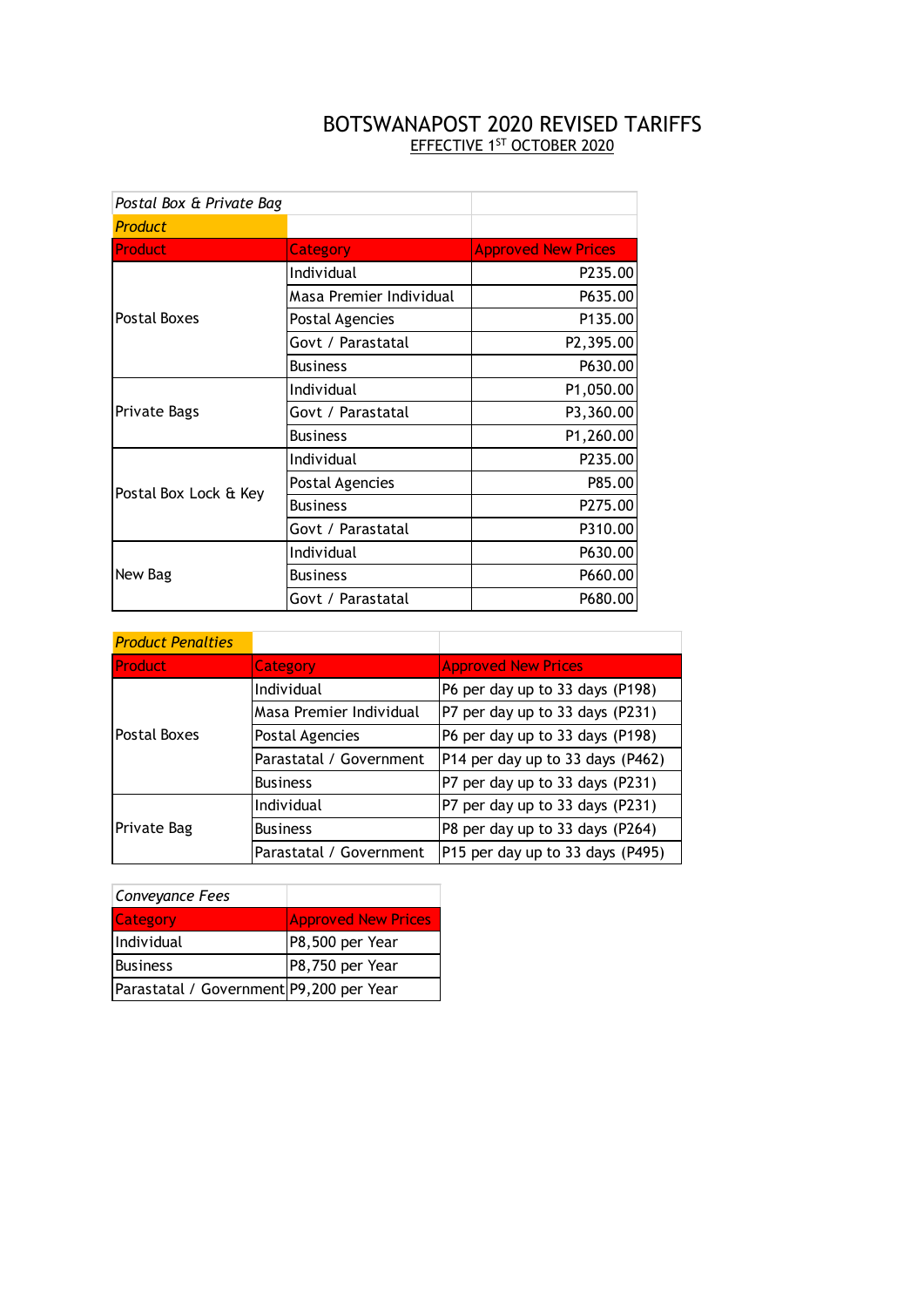# BOTSWANAPOST 2020 REVISED TARIFFS

## EFFECTIVE 1ST OCTOBER 2020

*Postal Box & Private Bag*

*Product*

| Product | Category | Approved New Prices |
|---|---|---|
| Postal Boxes | Individual | P235.00 |
| | Masa Premier Individual | P635.00 |
| | Postal Agencies | P135.00 |
| | Govt / Parastatal | P2,395.00 |
| | Business | P630.00 |
| Private Bags | Individual | P1,050.00 |
| | Govt / Parastatal | P3,360.00 |
| | Business | P1,260.00 |
| Postal Box Lock & Key | Individual | P235.00 |
| | Postal Agencies | P85.00 |
| | Business | P275.00 |
| | Govt / Parastatal | P310.00 |
| New Bag | Individual | P630.00 |
| | Business | P660.00 |
| | Govt / Parastatal | P680.00 |

*Product Penalties*

| Product | Category | Approved New Prices |
|---|---|---|
| Postal Boxes | Individual | P6 per day up to 33 days (P198) |
| | Masa Premier Individual | P7 per day up to 33 days (P231) |
| | Postal Agencies | P6 per day up to 33 days (P198) |
| | Parastatal / Government | P14 per day up to 33 days (P462) |
| | Business | P7 per day up to 33 days (P231) |
| Private Bag | Individual | P7 per day up to 33 days (P231) |
| | Business | P8 per day up to 33 days (P264) |
| | Parastatal / Government | P15 per day up to 33 days (P495) |

*Conveyance Fees*

| Category | Approved New Prices |
|---|---|
| Individual | P8,500 per Year |
| Business | P8,750 per Year |
| Parastatal / Government | P9,200 per Year |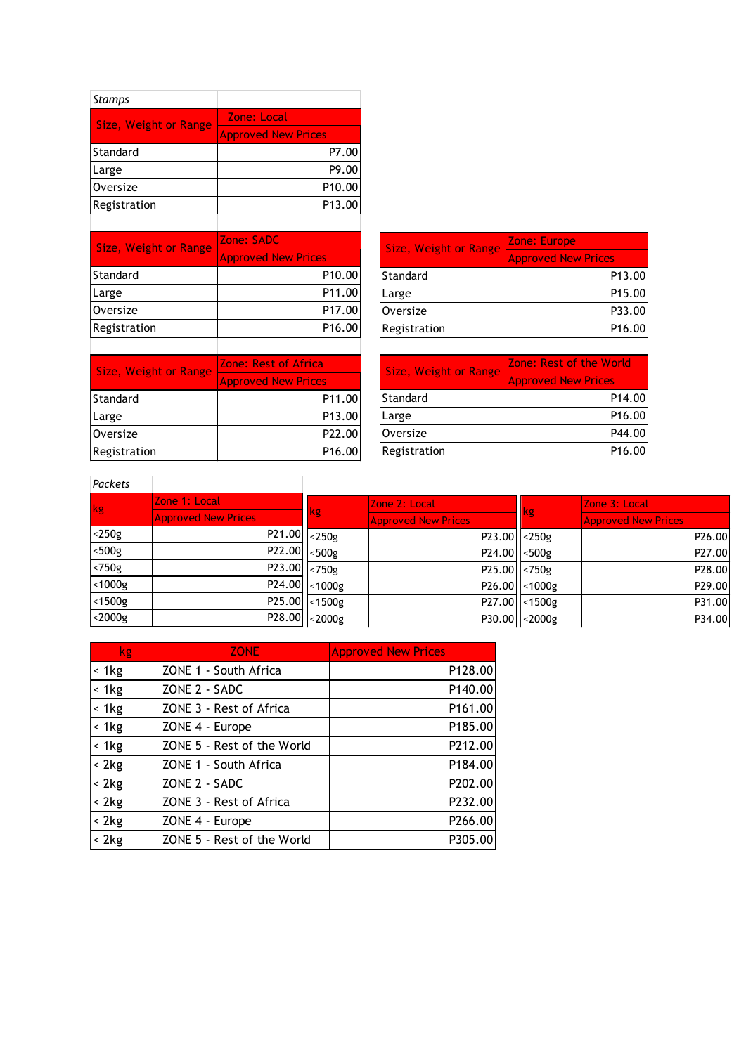*Stamps*

| Size, Weight or Range | Zone: Local |
|---|---|
| | Approved New Prices |
| Standard | P7.00 |
| Large | P9.00 |
| Oversize | P10.00 |
| Registration | P13.00 |

| Size, Weight or Range | Zone: SADC |
|---|---|
| | Approved New Prices |
| Standard | P10.00 |
| Large | P11.00 |
| Oversize | P17.00 |
| Registration | P16.00 |

| Size, Weight or Range | Zone: Europe |
|---|---|
| | Approved New Prices |
| Standard | P13.00 |
| Large | P15.00 |
| Oversize | P33.00 |
| Registration | P16.00 |

| Size, Weight or Range | Zone: Rest of Africa |
|---|---|
| | Approved New Prices |
| Standard | P11.00 |
| Large | P13.00 |
| Oversize | P22.00 |
| Registration | P16.00 |

| Size, Weight or Range | Zone: Rest of the World |
|---|---|
| | Approved New Prices |
| Standard | P14.00 |
| Large | P16.00 |
| Oversize | P44.00 |
| Registration | P16.00 |

*Packets*

| kg | Zone 1: Local |
|---|---|
| | Approved New Prices |
| <250g | P21.00 |
| <500g | P22.00 |
| <750g | P23.00 |
| <1000g | P24.00 |
| <1500g | P25.00 |
| <2000g | P28.00 |

| kg | Zone 2: Local |
|---|---|
| | Approved New Prices |
| <250g | P23.00 |
| <500g | P24.00 |
| <750g | P25.00 |
| <1000g | P26.00 |
| <1500g | P27.00 |
| <2000g | P30.00 |

| kg | Zone 3: Local |
|---|---|
| | Approved New Prices |
| <250g | P26.00 |
| <500g | P27.00 |
| <750g | P28.00 |
| <1000g | P29.00 |
| <1500g | P31.00 |
| <2000g | P34.00 |

| kg | ZONE | Approved New Prices |
|---|---|---|
| < 1kg | ZONE 1 - South Africa | P128.00 |
| < 1kg | ZONE 2 - SADC | P140.00 |
| < 1kg | ZONE 3 - Rest of Africa | P161.00 |
| < 1kg | ZONE 4 - Europe | P185.00 |
| < 1kg | ZONE 5 - Rest of the World | P212.00 |
| < 2kg | ZONE 1 - South Africa | P184.00 |
| < 2kg | ZONE 2 - SADC | P202.00 |
| < 2kg | ZONE 3 - Rest of Africa | P232.00 |
| < 2kg | ZONE 4 - Europe | P266.00 |
| < 2kg | ZONE 5 - Rest of the World | P305.00 |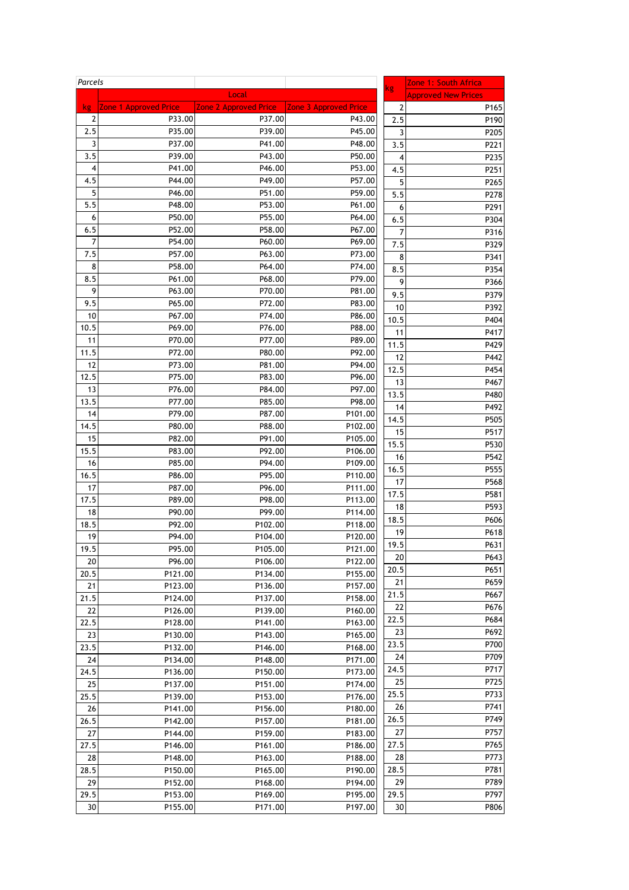*Parcels*

| kg | Local | | |
|---|---|---|---|
| kg | Zone 1 Approved Price | Zone 2 Approved Price | Zone 3 Approved Price |
| 2 | P33.00 | P37.00 | P43.00 |
| 2.5 | P35.00 | P39.00 | P45.00 |
| 3 | P37.00 | P41.00 | P48.00 |
| 3.5 | P39.00 | P43.00 | P50.00 |
| 4 | P41.00 | P46.00 | P53.00 |
| 4.5 | P44.00 | P49.00 | P57.00 |
| 5 | P46.00 | P51.00 | P59.00 |
| 5.5 | P48.00 | P53.00 | P61.00 |
| 6 | P50.00 | P55.00 | P64.00 |
| 6.5 | P52.00 | P58.00 | P67.00 |
| 7 | P54.00 | P60.00 | P69.00 |
| 7.5 | P57.00 | P63.00 | P73.00 |
| 8 | P58.00 | P64.00 | P74.00 |
| 8.5 | P61.00 | P68.00 | P79.00 |
| 9 | P63.00 | P70.00 | P81.00 |
| 9.5 | P65.00 | P72.00 | P83.00 |
| 10 | P67.00 | P74.00 | P86.00 |
| 10.5 | P69.00 | P76.00 | P88.00 |
| 11 | P70.00 | P77.00 | P89.00 |
| 11.5 | P72.00 | P80.00 | P92.00 |
| 12 | P73.00 | P81.00 | P94.00 |
| 12.5 | P75.00 | P83.00 | P96.00 |
| 13 | P76.00 | P84.00 | P97.00 |
| 13.5 | P77.00 | P85.00 | P98.00 |
| 14 | P79.00 | P87.00 | P101.00 |
| 14.5 | P80.00 | P88.00 | P102.00 |
| 15 | P82.00 | P91.00 | P105.00 |
| 15.5 | P83.00 | P92.00 | P106.00 |
| 16 | P85.00 | P94.00 | P109.00 |
| 16.5 | P86.00 | P95.00 | P110.00 |
| 17 | P87.00 | P96.00 | P111.00 |
| 17.5 | P89.00 | P98.00 | P113.00 |
| 18 | P90.00 | P99.00 | P114.00 |
| 18.5 | P92.00 | P102.00 | P118.00 |
| 19 | P94.00 | P104.00 | P120.00 |
| 19.5 | P95.00 | P105.00 | P121.00 |
| 20 | P96.00 | P106.00 | P122.00 |
| 20.5 | P121.00 | P134.00 | P155.00 |
| 21 | P123.00 | P136.00 | P157.00 |
| 21.5 | P124.00 | P137.00 | P158.00 |
| 22 | P126.00 | P139.00 | P160.00 |
| 22.5 | P128.00 | P141.00 | P163.00 |
| 23 | P130.00 | P143.00 | P165.00 |
| 23.5 | P132.00 | P146.00 | P168.00 |
| 24 | P134.00 | P148.00 | P171.00 |
| 24.5 | P136.00 | P150.00 | P173.00 |
| 25 | P137.00 | P151.00 | P174.00 |
| 25.5 | P139.00 | P153.00 | P176.00 |
| 26 | P141.00 | P156.00 | P180.00 |
| 26.5 | P142.00 | P157.00 | P181.00 |
| 27 | P144.00 | P159.00 | P183.00 |
| 27.5 | P146.00 | P161.00 | P186.00 |
| 28 | P148.00 | P163.00 | P188.00 |
| 28.5 | P150.00 | P165.00 | P190.00 |
| 29 | P152.00 | P168.00 | P194.00 |
| 29.5 | P153.00 | P169.00 | P195.00 |
| 30 | P155.00 | P171.00 | P197.00 |

| kg | Zone 1: South Africa Approved New Prices |
|---|---|
| 2 | P165 |
| 2.5 | P190 |
| 3 | P205 |
| 3.5 | P221 |
| 4 | P235 |
| 4.5 | P251 |
| 5 | P265 |
| 5.5 | P278 |
| 6 | P291 |
| 6.5 | P304 |
| 7 | P316 |
| 7.5 | P329 |
| 8 | P341 |
| 8.5 | P354 |
| 9 | P366 |
| 9.5 | P379 |
| 10 | P392 |
| 10.5 | P404 |
| 11 | P417 |
| 11.5 | P429 |
| 12 | P442 |
| 12.5 | P454 |
| 13 | P467 |
| 13.5 | P480 |
| 14 | P492 |
| 14.5 | P505 |
| 15 | P517 |
| 15.5 | P530 |
| 16 | P542 |
| 16.5 | P555 |
| 17 | P568 |
| 17.5 | P581 |
| 18 | P593 |
| 18.5 | P606 |
| 19 | P618 |
| 19.5 | P631 |
| 20 | P643 |
| 20.5 | P651 |
| 21 | P659 |
| 21.5 | P667 |
| 22 | P676 |
| 22.5 | P684 |
| 23 | P692 |
| 23.5 | P700 |
| 24 | P709 |
| 24.5 | P717 |
| 25 | P725 |
| 25.5 | P733 |
| 26 | P741 |
| 26.5 | P749 |
| 27 | P757 |
| 27.5 | P765 |
| 28 | P773 |
| 28.5 | P781 |
| 29 | P789 |
| 29.5 | P797 |
| 30 | P806 |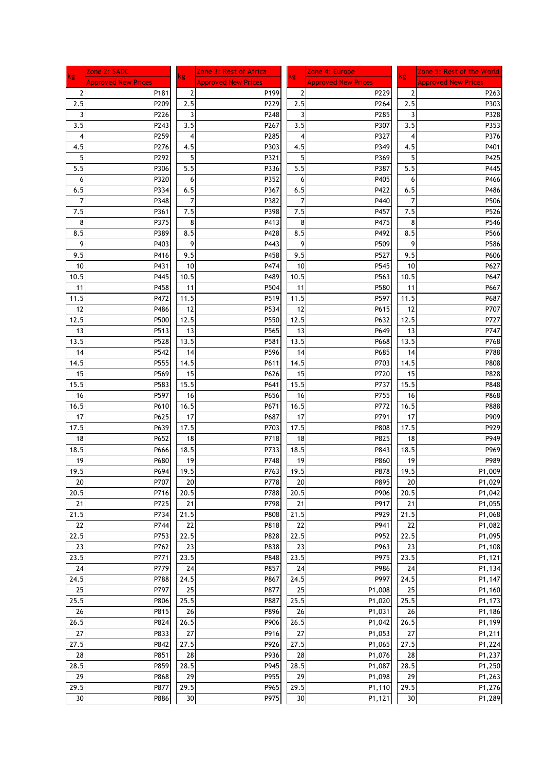| kg | Zone 2: SADC<br>Approved New Prices | kg | Zone 3: Rest of Africa<br>Approved New Prices | kg | Zone 4: Europe<br>Approved New Prices | kg | Zone 5: Rest of the World<br>Approved New Prices |
|---|---|---|---|---|---|---|---|
| 2 | P181 | 2 | P199 | 2 | P229 | 2 | P263 |
| 2.5 | P209 | 2.5 | P229 | 2.5 | P264 | 2.5 | P303 |
| 3 | P226 | 3 | P248 | 3 | P285 | 3 | P328 |
| 3.5 | P243 | 3.5 | P267 | 3.5 | P307 | 3.5 | P353 |
| 4 | P259 | 4 | P285 | 4 | P327 | 4 | P376 |
| 4.5 | P276 | 4.5 | P303 | 4.5 | P349 | 4.5 | P401 |
| 5 | P292 | 5 | P321 | 5 | P369 | 5 | P425 |
| 5.5 | P306 | 5.5 | P336 | 5.5 | P387 | 5.5 | P445 |
| 6 | P320 | 6 | P352 | 6 | P405 | 6 | P466 |
| 6.5 | P334 | 6.5 | P367 | 6.5 | P422 | 6.5 | P486 |
| 7 | P348 | 7 | P382 | 7 | P440 | 7 | P506 |
| 7.5 | P361 | 7.5 | P398 | 7.5 | P457 | 7.5 | P526 |
| 8 | P375 | 8 | P413 | 8 | P475 | 8 | P546 |
| 8.5 | P389 | 8.5 | P428 | 8.5 | P492 | 8.5 | P566 |
| 9 | P403 | 9 | P443 | 9 | P509 | 9 | P586 |
| 9.5 | P416 | 9.5 | P458 | 9.5 | P527 | 9.5 | P606 |
| 10 | P431 | 10 | P474 | 10 | P545 | 10 | P627 |
| 10.5 | P445 | 10.5 | P489 | 10.5 | P563 | 10.5 | P647 |
| 11 | P458 | 11 | P504 | 11 | P580 | 11 | P667 |
| 11.5 | P472 | 11.5 | P519 | 11.5 | P597 | 11.5 | P687 |
| 12 | P486 | 12 | P534 | 12 | P615 | 12 | P707 |
| 12.5 | P500 | 12.5 | P550 | 12.5 | P632 | 12.5 | P727 |
| 13 | P513 | 13 | P565 | 13 | P649 | 13 | P747 |
| 13.5 | P528 | 13.5 | P581 | 13.5 | P668 | 13.5 | P768 |
| 14 | P542 | 14 | P596 | 14 | P685 | 14 | P788 |
| 14.5 | P555 | 14.5 | P611 | 14.5 | P703 | 14.5 | P808 |
| 15 | P569 | 15 | P626 | 15 | P720 | 15 | P828 |
| 15.5 | P583 | 15.5 | P641 | 15.5 | P737 | 15.5 | P848 |
| 16 | P597 | 16 | P656 | 16 | P755 | 16 | P868 |
| 16.5 | P610 | 16.5 | P671 | 16.5 | P772 | 16.5 | P888 |
| 17 | P625 | 17 | P687 | 17 | P791 | 17 | P909 |
| 17.5 | P639 | 17.5 | P703 | 17.5 | P808 | 17.5 | P929 |
| 18 | P652 | 18 | P718 | 18 | P825 | 18 | P949 |
| 18.5 | P666 | 18.5 | P733 | 18.5 | P843 | 18.5 | P969 |
| 19 | P680 | 19 | P748 | 19 | P860 | 19 | P989 |
| 19.5 | P694 | 19.5 | P763 | 19.5 | P878 | 19.5 | P1,009 |
| 20 | P707 | 20 | P778 | 20 | P895 | 20 | P1,029 |
| 20.5 | P716 | 20.5 | P788 | 20.5 | P906 | 20.5 | P1,042 |
| 21 | P725 | 21 | P798 | 21 | P917 | 21 | P1,055 |
| 21.5 | P734 | 21.5 | P808 | 21.5 | P929 | 21.5 | P1,068 |
| 22 | P744 | 22 | P818 | 22 | P941 | 22 | P1,082 |
| 22.5 | P753 | 22.5 | P828 | 22.5 | P952 | 22.5 | P1,095 |
| 23 | P762 | 23 | P838 | 23 | P963 | 23 | P1,108 |
| 23.5 | P771 | 23.5 | P848 | 23.5 | P975 | 23.5 | P1,121 |
| 24 | P779 | 24 | P857 | 24 | P986 | 24 | P1,134 |
| 24.5 | P788 | 24.5 | P867 | 24.5 | P997 | 24.5 | P1,147 |
| 25 | P797 | 25 | P877 | 25 | P1,008 | 25 | P1,160 |
| 25.5 | P806 | 25.5 | P887 | 25.5 | P1,020 | 25.5 | P1,173 |
| 26 | P815 | 26 | P896 | 26 | P1,031 | 26 | P1,186 |
| 26.5 | P824 | 26.5 | P906 | 26.5 | P1,042 | 26.5 | P1,199 |
| 27 | P833 | 27 | P916 | 27 | P1,053 | 27 | P1,211 |
| 27.5 | P842 | 27.5 | P926 | 27.5 | P1,065 | 27.5 | P1,224 |
| 28 | P851 | 28 | P936 | 28 | P1,076 | 28 | P1,237 |
| 28.5 | P859 | 28.5 | P945 | 28.5 | P1,087 | 28.5 | P1,250 |
| 29 | P868 | 29 | P955 | 29 | P1,098 | 29 | P1,263 |
| 29.5 | P877 | 29.5 | P965 | 29.5 | P1,110 | 29.5 | P1,276 |
| 30 | P886 | 30 | P975 | 30 | P1,121 | 30 | P1,289 |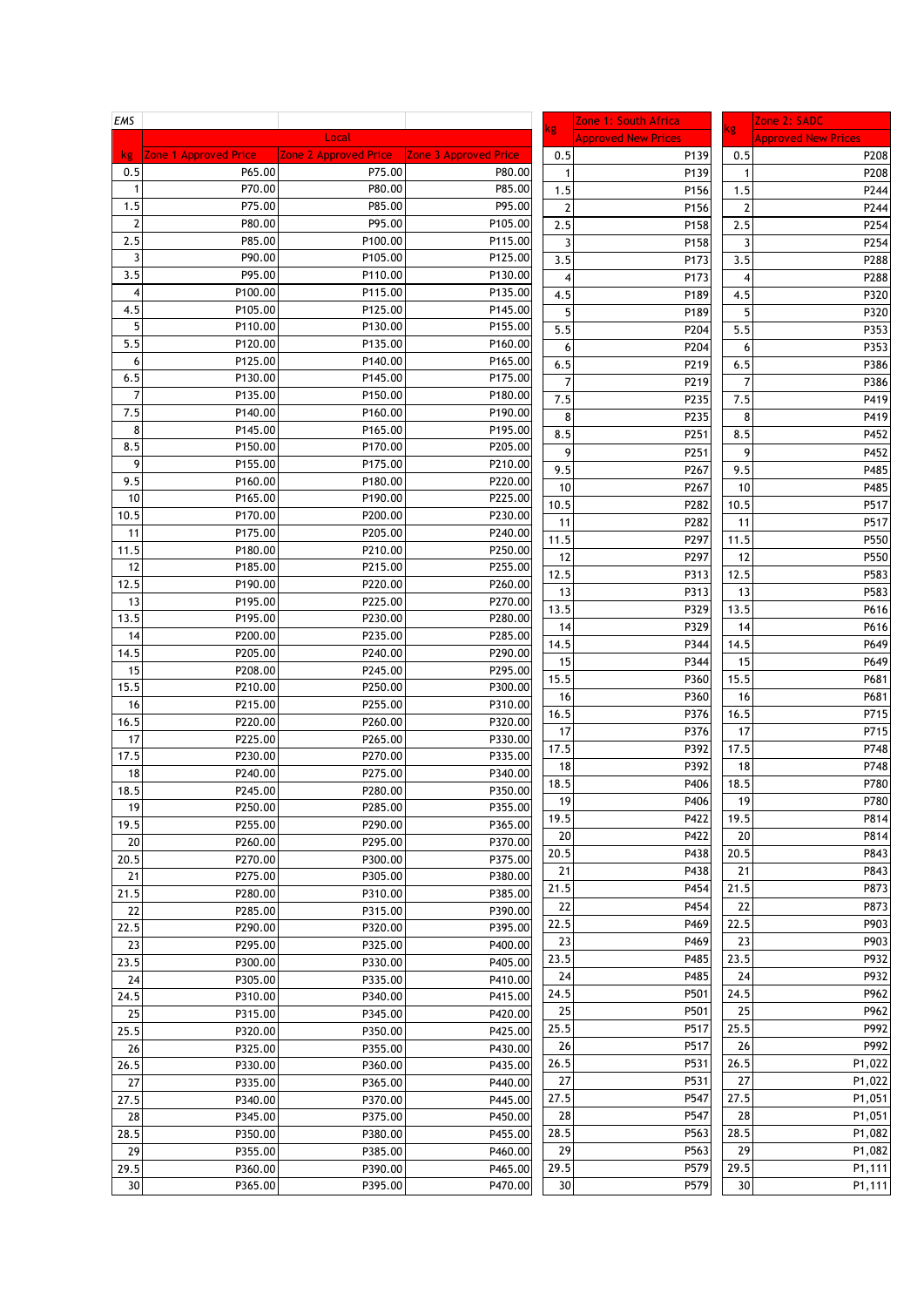EMS

| kg | Local | | |
|---|---|---|---|
| | Zone 1 Approved Price | Zone 2 Approved Price | Zone 3 Approved Price |
| 0.5 | P65.00 | P75.00 | P80.00 |
| 1 | P70.00 | P80.00 | P85.00 |
| 1.5 | P75.00 | P85.00 | P95.00 |
| 2 | P80.00 | P95.00 | P105.00 |
| 2.5 | P85.00 | P100.00 | P115.00 |
| 3 | P90.00 | P105.00 | P125.00 |
| 3.5 | P95.00 | P110.00 | P130.00 |
| 4 | P100.00 | P115.00 | P135.00 |
| 4.5 | P105.00 | P125.00 | P145.00 |
| 5 | P110.00 | P130.00 | P155.00 |
| 5.5 | P120.00 | P135.00 | P160.00 |
| 6 | P125.00 | P140.00 | P165.00 |
| 6.5 | P130.00 | P145.00 | P175.00 |
| 7 | P135.00 | P150.00 | P180.00 |
| 7.5 | P140.00 | P160.00 | P190.00 |
| 8 | P145.00 | P165.00 | P195.00 |
| 8.5 | P150.00 | P170.00 | P205.00 |
| 9 | P155.00 | P175.00 | P210.00 |
| 9.5 | P160.00 | P180.00 | P220.00 |
| 10 | P165.00 | P190.00 | P225.00 |
| 10.5 | P170.00 | P200.00 | P230.00 |
| 11 | P175.00 | P205.00 | P240.00 |
| 11.5 | P180.00 | P210.00 | P250.00 |
| 12 | P185.00 | P215.00 | P255.00 |
| 12.5 | P190.00 | P220.00 | P260.00 |
| 13 | P195.00 | P225.00 | P270.00 |
| 13.5 | P195.00 | P230.00 | P280.00 |
| 14 | P200.00 | P235.00 | P285.00 |
| 14.5 | P205.00 | P240.00 | P290.00 |
| 15 | P208.00 | P245.00 | P295.00 |
| 15.5 | P210.00 | P250.00 | P300.00 |
| 16 | P215.00 | P255.00 | P310.00 |
| 16.5 | P220.00 | P260.00 | P320.00 |
| 17 | P225.00 | P265.00 | P330.00 |
| 17.5 | P230.00 | P270.00 | P335.00 |
| 18 | P240.00 | P275.00 | P340.00 |
| 18.5 | P245.00 | P280.00 | P350.00 |
| 19 | P250.00 | P285.00 | P355.00 |
| 19.5 | P255.00 | P290.00 | P365.00 |
| 20 | P260.00 | P295.00 | P370.00 |
| 20.5 | P270.00 | P300.00 | P375.00 |
| 21 | P275.00 | P305.00 | P380.00 |
| 21.5 | P280.00 | P310.00 | P385.00 |
| 22 | P285.00 | P315.00 | P390.00 |
| 22.5 | P290.00 | P320.00 | P395.00 |
| 23 | P295.00 | P325.00 | P400.00 |
| 23.5 | P300.00 | P330.00 | P405.00 |
| 24 | P305.00 | P335.00 | P410.00 |
| 24.5 | P310.00 | P340.00 | P415.00 |
| 25 | P315.00 | P345.00 | P420.00 |
| 25.5 | P320.00 | P350.00 | P425.00 |
| 26 | P325.00 | P355.00 | P430.00 |
| 26.5 | P330.00 | P360.00 | P435.00 |
| 27 | P335.00 | P365.00 | P440.00 |
| 27.5 | P340.00 | P370.00 | P445.00 |
| 28 | P345.00 | P375.00 | P450.00 |
| 28.5 | P350.00 | P380.00 | P455.00 |
| 29 | P355.00 | P385.00 | P460.00 |
| 29.5 | P360.00 | P390.00 | P465.00 |
| 30 | P365.00 | P395.00 | P470.00 |

| kg | Zone 1: South Africa Approved New Prices |
|---|---|
| 0.5 | P139 |
| 1 | P139 |
| 1.5 | P156 |
| 2 | P156 |
| 2.5 | P158 |
| 3 | P158 |
| 3.5 | P173 |
| 4 | P173 |
| 4.5 | P189 |
| 5 | P189 |
| 5.5 | P204 |
| 6 | P204 |
| 6.5 | P219 |
| 7 | P219 |
| 7.5 | P235 |
| 8 | P235 |
| 8.5 | P251 |
| 9 | P251 |
| 9.5 | P267 |
| 10 | P267 |
| 10.5 | P282 |
| 11 | P282 |
| 11.5 | P297 |
| 12 | P297 |
| 12.5 | P313 |
| 13 | P313 |
| 13.5 | P329 |
| 14 | P329 |
| 14.5 | P344 |
| 15 | P344 |
| 15.5 | P360 |
| 16 | P360 |
| 16.5 | P376 |
| 17 | P376 |
| 17.5 | P392 |
| 18 | P392 |
| 18.5 | P406 |
| 19 | P406 |
| 19.5 | P422 |
| 20 | P422 |
| 20.5 | P438 |
| 21 | P438 |
| 21.5 | P454 |
| 22 | P454 |
| 22.5 | P469 |
| 23 | P469 |
| 23.5 | P485 |
| 24 | P485 |
| 24.5 | P501 |
| 25 | P501 |
| 25.5 | P517 |
| 26 | P517 |
| 26.5 | P531 |
| 27 | P531 |
| 27.5 | P547 |
| 28 | P547 |
| 28.5 | P563 |
| 29 | P563 |
| 29.5 | P579 |
| 30 | P579 |

| kg | Zone 2: SADC Approved New Prices |
|---|---|
| 0.5 | P208 |
| 1 | P208 |
| 1.5 | P244 |
| 2 | P244 |
| 2.5 | P254 |
| 3 | P254 |
| 3.5 | P288 |
| 4 | P288 |
| 4.5 | P320 |
| 5 | P320 |
| 5.5 | P353 |
| 6 | P353 |
| 6.5 | P386 |
| 7 | P386 |
| 7.5 | P419 |
| 8 | P419 |
| 8.5 | P452 |
| 9 | P452 |
| 9.5 | P485 |
| 10 | P485 |
| 10.5 | P517 |
| 11 | P517 |
| 11.5 | P550 |
| 12 | P550 |
| 12.5 | P583 |
| 13 | P583 |
| 13.5 | P616 |
| 14 | P616 |
| 14.5 | P649 |
| 15 | P649 |
| 15.5 | P681 |
| 16 | P681 |
| 16.5 | P715 |
| 17 | P715 |
| 17.5 | P748 |
| 18 | P748 |
| 18.5 | P780 |
| 19 | P780 |
| 19.5 | P814 |
| 20 | P814 |
| 20.5 | P843 |
| 21 | P843 |
| 21.5 | P873 |
| 22 | P873 |
| 22.5 | P903 |
| 23 | P903 |
| 23.5 | P932 |
| 24 | P932 |
| 24.5 | P962 |
| 25 | P962 |
| 25.5 | P992 |
| 26 | P992 |
| 26.5 | P1,022 |
| 27 | P1,022 |
| 27.5 | P1,051 |
| 28 | P1,051 |
| 28.5 | P1,082 |
| 29 | P1,082 |
| 29.5 | P1,111 |
| 30 | P1,111 |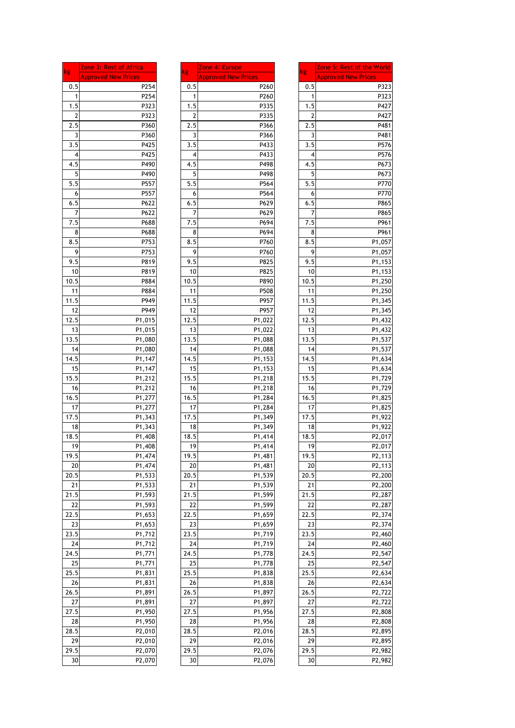| kg | Zone 3: Rest of Africa<br>Approved New Prices |
|---|---|
| 0.5 | P254 |
| 1 | P254 |
| 1.5 | P323 |
| 2 | P323 |
| 2.5 | P360 |
| 3 | P360 |
| 3.5 | P425 |
| 4 | P425 |
| 4.5 | P490 |
| 5 | P490 |
| 5.5 | P557 |
| 6 | P557 |
| 6.5 | P622 |
| 7 | P622 |
| 7.5 | P688 |
| 8 | P688 |
| 8.5 | P753 |
| 9 | P753 |
| 9.5 | P819 |
| 10 | P819 |
| 10.5 | P884 |
| 11 | P884 |
| 11.5 | P949 |
| 12 | P949 |
| 12.5 | P1,015 |
| 13 | P1,015 |
| 13.5 | P1,080 |
| 14 | P1,080 |
| 14.5 | P1,147 |
| 15 | P1,147 |
| 15.5 | P1,212 |
| 16 | P1,212 |
| 16.5 | P1,277 |
| 17 | P1,277 |
| 17.5 | P1,343 |
| 18 | P1,343 |
| 18.5 | P1,408 |
| 19 | P1,408 |
| 19.5 | P1,474 |
| 20 | P1,474 |
| 20.5 | P1,533 |
| 21 | P1,533 |
| 21.5 | P1,593 |
| 22 | P1,593 |
| 22.5 | P1,653 |
| 23 | P1,653 |
| 23.5 | P1,712 |
| 24 | P1,712 |
| 24.5 | P1,771 |
| 25 | P1,771 |
| 25.5 | P1,831 |
| 26 | P1,831 |
| 26.5 | P1,891 |
| 27 | P1,891 |
| 27.5 | P1,950 |
| 28 | P1,950 |
| 28.5 | P2,010 |
| 29 | P2,010 |
| 29.5 | P2,070 |
| 30 | P2,070 |

| kg | Zone 4: Europe<br>Approved New Prices |
|---|---|
| 0.5 | P260 |
| 1 | P260 |
| 1.5 | P335 |
| 2 | P335 |
| 2.5 | P366 |
| 3 | P366 |
| 3.5 | P433 |
| 4 | P433 |
| 4.5 | P498 |
| 5 | P498 |
| 5.5 | P564 |
| 6 | P564 |
| 6.5 | P629 |
| 7 | P629 |
| 7.5 | P694 |
| 8 | P694 |
| 8.5 | P760 |
| 9 | P760 |
| 9.5 | P825 |
| 10 | P825 |
| 10.5 | P890 |
| 11 | P508 |
| 11.5 | P957 |
| 12 | P957 |
| 12.5 | P1,022 |
| 13 | P1,022 |
| 13.5 | P1,088 |
| 14 | P1,088 |
| 14.5 | P1,153 |
| 15 | P1,153 |
| 15.5 | P1,218 |
| 16 | P1,218 |
| 16.5 | P1,284 |
| 17 | P1,284 |
| 17.5 | P1,349 |
| 18 | P1,349 |
| 18.5 | P1,414 |
| 19 | P1,414 |
| 19.5 | P1,481 |
| 20 | P1,481 |
| 20.5 | P1,539 |
| 21 | P1,539 |
| 21.5 | P1,599 |
| 22 | P1,599 |
| 22.5 | P1,659 |
| 23 | P1,659 |
| 23.5 | P1,719 |
| 24 | P1,719 |
| 24.5 | P1,778 |
| 25 | P1,778 |
| 25.5 | P1,838 |
| 26 | P1,838 |
| 26.5 | P1,897 |
| 27 | P1,897 |
| 27.5 | P1,956 |
| 28 | P1,956 |
| 28.5 | P2,016 |
| 29 | P2,016 |
| 29.5 | P2,076 |
| 30 | P2,076 |

| kg | Zone 5: Rest of the World<br>Approved New Prices |
|---|---|
| 0.5 | P323 |
| 1 | P323 |
| 1.5 | P427 |
| 2 | P427 |
| 2.5 | P481 |
| 3 | P481 |
| 3.5 | P576 |
| 4 | P576 |
| 4.5 | P673 |
| 5 | P673 |
| 5.5 | P770 |
| 6 | P770 |
| 6.5 | P865 |
| 7 | P865 |
| 7.5 | P961 |
| 8 | P961 |
| 8.5 | P1,057 |
| 9 | P1,057 |
| 9.5 | P1,153 |
| 10 | P1,153 |
| 10.5 | P1,250 |
| 11 | P1,250 |
| 11.5 | P1,345 |
| 12 | P1,345 |
| 12.5 | P1,432 |
| 13 | P1,432 |
| 13.5 | P1,537 |
| 14 | P1,537 |
| 14.5 | P1,634 |
| 15 | P1,634 |
| 15.5 | P1,729 |
| 16 | P1,729 |
| 16.5 | P1,825 |
| 17 | P1,825 |
| 17.5 | P1,922 |
| 18 | P1,922 |
| 18.5 | P2,017 |
| 19 | P2,017 |
| 19.5 | P2,113 |
| 20 | P2,113 |
| 20.5 | P2,200 |
| 21 | P2,200 |
| 21.5 | P2,287 |
| 22 | P2,287 |
| 22.5 | P2,374 |
| 23 | P2,374 |
| 23.5 | P2,460 |
| 24 | P2,460 |
| 24.5 | P2,547 |
| 25 | P2,547 |
| 25.5 | P2,634 |
| 26 | P2,634 |
| 26.5 | P2,722 |
| 27 | P2,722 |
| 27.5 | P2,808 |
| 28 | P2,808 |
| 28.5 | P2,895 |
| 29 | P2,895 |
| 29.5 | P2,982 |
| 30 | P2,982 |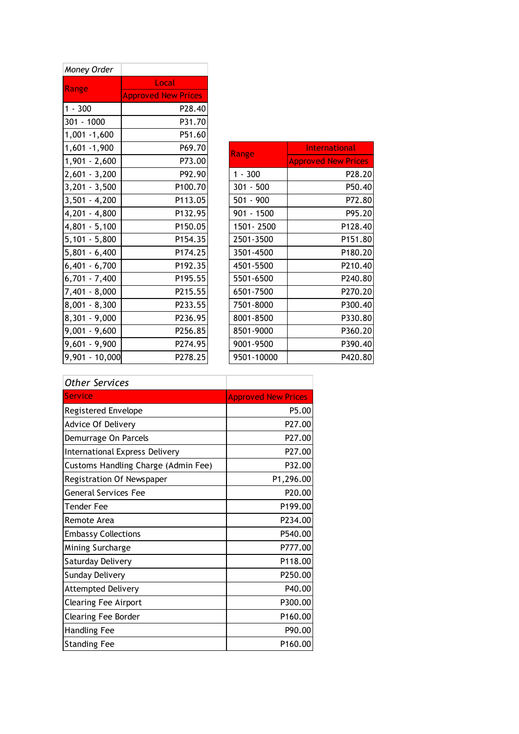*Money Order*

| Range | Local |
|---|---|
| | Approved New Prices |
| 1 - 300 | P28.40 |
| 301 - 1000 | P31.70 |
| 1,001 -1,600 | P51.60 |
| 1,601 -1,900 | P69.70 |
| 1,901 - 2,600 | P73.00 |
| 2,601 - 3,200 | P92.90 |
| 3,201 - 3,500 | P100.70 |
| 3,501 - 4,200 | P113.05 |
| 4,201 - 4,800 | P132.95 |
| 4,801 - 5,100 | P150.05 |
| 5,101 - 5,800 | P154.35 |
| 5,801 - 6,400 | P174.25 |
| 6,401 - 6,700 | P192.35 |
| 6,701 - 7,400 | P195.55 |
| 7,401 - 8,000 | P215.55 |
| 8,001 - 8,300 | P233.55 |
| 8,301 - 9,000 | P236.95 |
| 9,001 - 9,600 | P256.85 |
| 9,601 - 9,900 | P274.95 |
| 9,901 - 10,000 | P278.25 |

| Range | International |
|---|---|
| | Approved New Prices |
| 1 - 300 | P28.20 |
| 301 - 500 | P50.40 |
| 501 - 900 | P72.80 |
| 901 - 1500 | P95.20 |
| 1501- 2500 | P128.40 |
| 2501-3500 | P151.80 |
| 3501-4500 | P180.20 |
| 4501-5500 | P210.40 |
| 5501-6500 | P240.80 |
| 6501-7500 | P270.20 |
| 7501-8000 | P300.40 |
| 8001-8500 | P330.80 |
| 8501-9000 | P360.20 |
| 9001-9500 | P390.40 |
| 9501-10000 | P420.80 |

*Other Services*

| Service | Approved New Prices |
|---|---|
| Registered Envelope | P5.00 |
| Advice Of Delivery | P27.00 |
| Demurrage On Parcels | P27.00 |
| International Express Delivery | P27.00 |
| Customs Handling Charge (Admin Fee) | P32.00 |
| Registration Of Newspaper | P1,296.00 |
| General Services Fee | P20.00 |
| Tender Fee | P199.00 |
| Remote Area | P234.00 |
| Embassy Collections | P540.00 |
| Mining Surcharge | P777.00 |
| Saturday Delivery | P118.00 |
| Sunday Delivery | P250.00 |
| Attempted Delivery | P40.00 |
| Clearing Fee Airport | P300.00 |
| Clearing Fee Border | P160.00 |
| Handling Fee | P90.00 |
| Standing Fee | P160.00 |